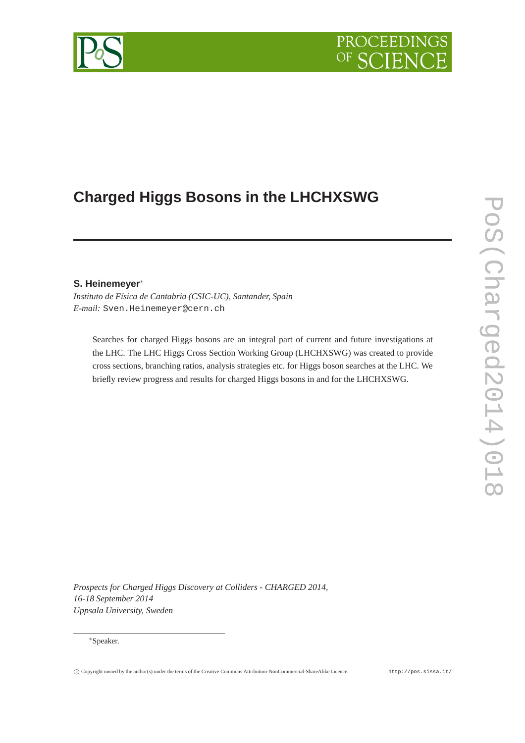# Charged Higgs Bosons in the LHCHXSWG

**S. Heinemeyer***

*Instituto de Física de Cantabria (CSIC-UC), Santander, Spain*
*E-mail:* Sven.Heinemeyer@cern.ch

Searches for charged Higgs bosons are an integral part of current and future investigations at the LHC. The LHC Higgs Cross Section Working Group (LHCHXSWG) was created to provide cross sections, branching ratios, analysis strategies etc. for Higgs boson searches at the LHC. We briefly review progress and results for charged Higgs bosons in and for the LHCHXSWG.

*Prospects for Charged Higgs Discovery at Colliders - CHARGED 2014,*
*16-18 September 2014*
*Uppsala University, Sweden*

*Speaker.

© Copyright owned by the author(s) under the terms of the Creative Commons Attribution-NonCommercial-ShareAlike Licence. http://pos.sissa.it/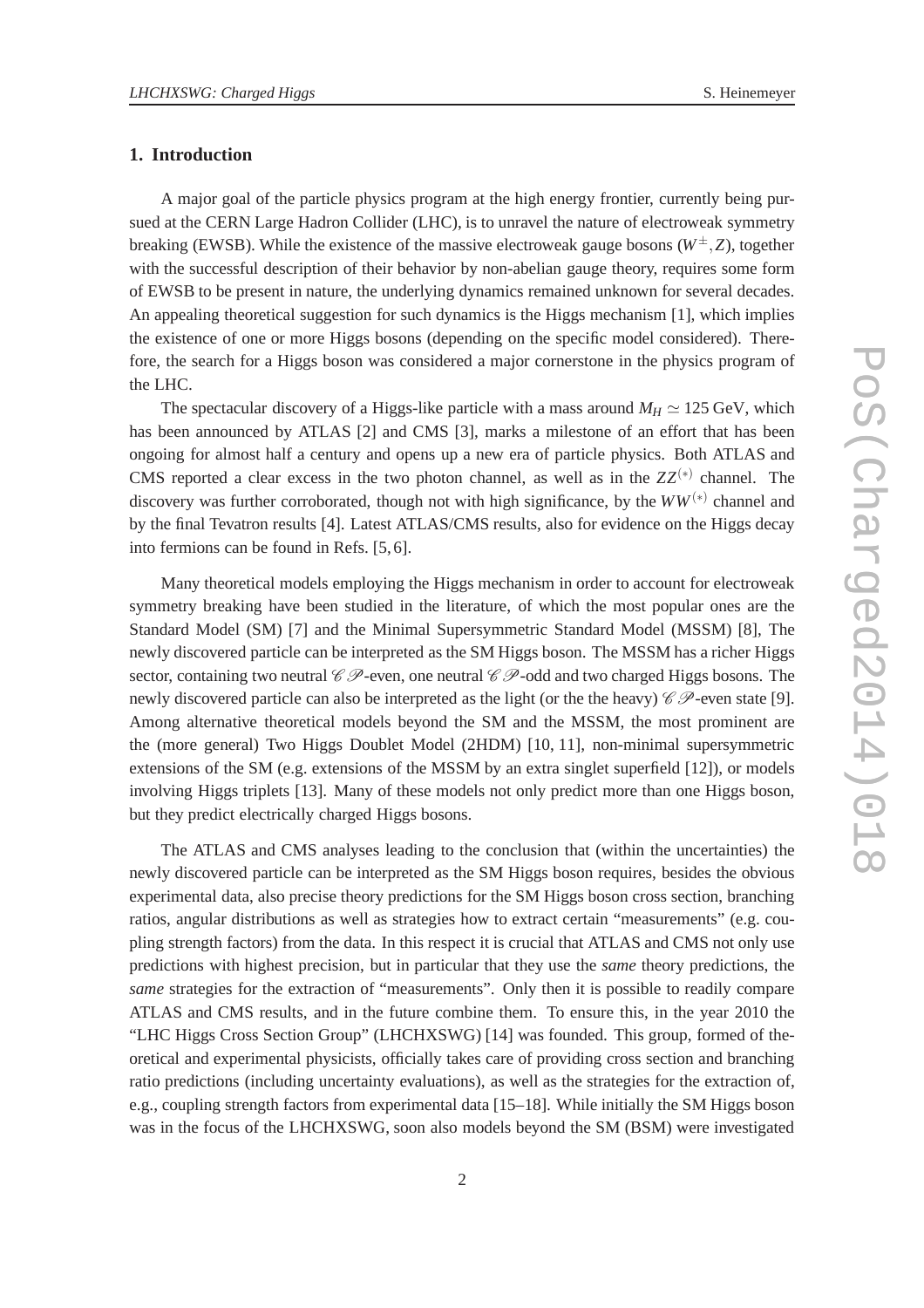## 1. Introduction

A major goal of the particle physics program at the high energy frontier, currently being pursued at the CERN Large Hadron Collider (LHC), is to unravel the nature of electroweak symmetry breaking (EWSB). While the existence of the massive electroweak gauge bosons ($W^{\pm}, Z$), together with the successful description of their behavior by non-abelian gauge theory, requires some form of EWSB to be present in nature, the underlying dynamics remained unknown for several decades. An appealing theoretical suggestion for such dynamics is the Higgs mechanism [1], which implies the existence of one or more Higgs bosons (depending on the specific model considered). Therefore, the search for a Higgs boson was considered a major cornerstone in the physics program of the LHC.

The spectacular discovery of a Higgs-like particle with a mass around $M_H \simeq 125$ GeV, which has been announced by ATLAS [2] and CMS [3], marks a milestone of an effort that has been ongoing for almost half a century and opens up a new era of particle physics. Both ATLAS and CMS reported a clear excess in the two photon channel, as well as in the $ZZ^{(*)}$ channel. The discovery was further corroborated, though not with high significance, by the $WW^{(*)}$ channel and by the final Tevatron results [4]. Latest ATLAS/CMS results, also for evidence on the Higgs decay into fermions can be found in Refs. [5, 6].

Many theoretical models employing the Higgs mechanism in order to account for electroweak symmetry breaking have been studied in the literature, of which the most popular ones are the Standard Model (SM) [7] and the Minimal Supersymmetric Standard Model (MSSM) [8], The newly discovered particle can be interpreted as the SM Higgs boson. The MSSM has a richer Higgs sector, containing two neutral $\mathcal{CP}$-even, one neutral $\mathcal{CP}$-odd and two charged Higgs bosons. The newly discovered particle can also be interpreted as the light (or the the heavy) $\mathcal{CP}$-even state [9]. Among alternative theoretical models beyond the SM and the MSSM, the most prominent are the (more general) Two Higgs Doublet Model (2HDM) [10, 11], non-minimal supersymmetric extensions of the SM (e.g. extensions of the MSSM by an extra singlet superfield [12]), or models involving Higgs triplets [13]. Many of these models not only predict more than one Higgs boson, but they predict electrically charged Higgs bosons.

The ATLAS and CMS analyses leading to the conclusion that (within the uncertainties) the newly discovered particle can be interpreted as the SM Higgs boson requires, besides the obvious experimental data, also precise theory predictions for the SM Higgs boson cross section, branching ratios, angular distributions as well as strategies how to extract certain "measurements" (e.g. coupling strength factors) from the data. In this respect it is crucial that ATLAS and CMS not only use predictions with highest precision, but in particular that they use the *same* theory predictions, the *same* strategies for the extraction of "measurements". Only then it is possible to readily compare ATLAS and CMS results, and in the future combine them. To ensure this, in the year 2010 the "LHC Higgs Cross Section Group" (LHCHXSWG) [14] was founded. This group, formed of theoretical and experimental physicists, officially takes care of providing cross section and branching ratio predictions (including uncertainty evaluations), as well as the strategies for the extraction of, e.g., coupling strength factors from experimental data [15–18]. While initially the SM Higgs boson was in the focus of the LHCHXSWG, soon also models beyond the SM (BSM) were investigated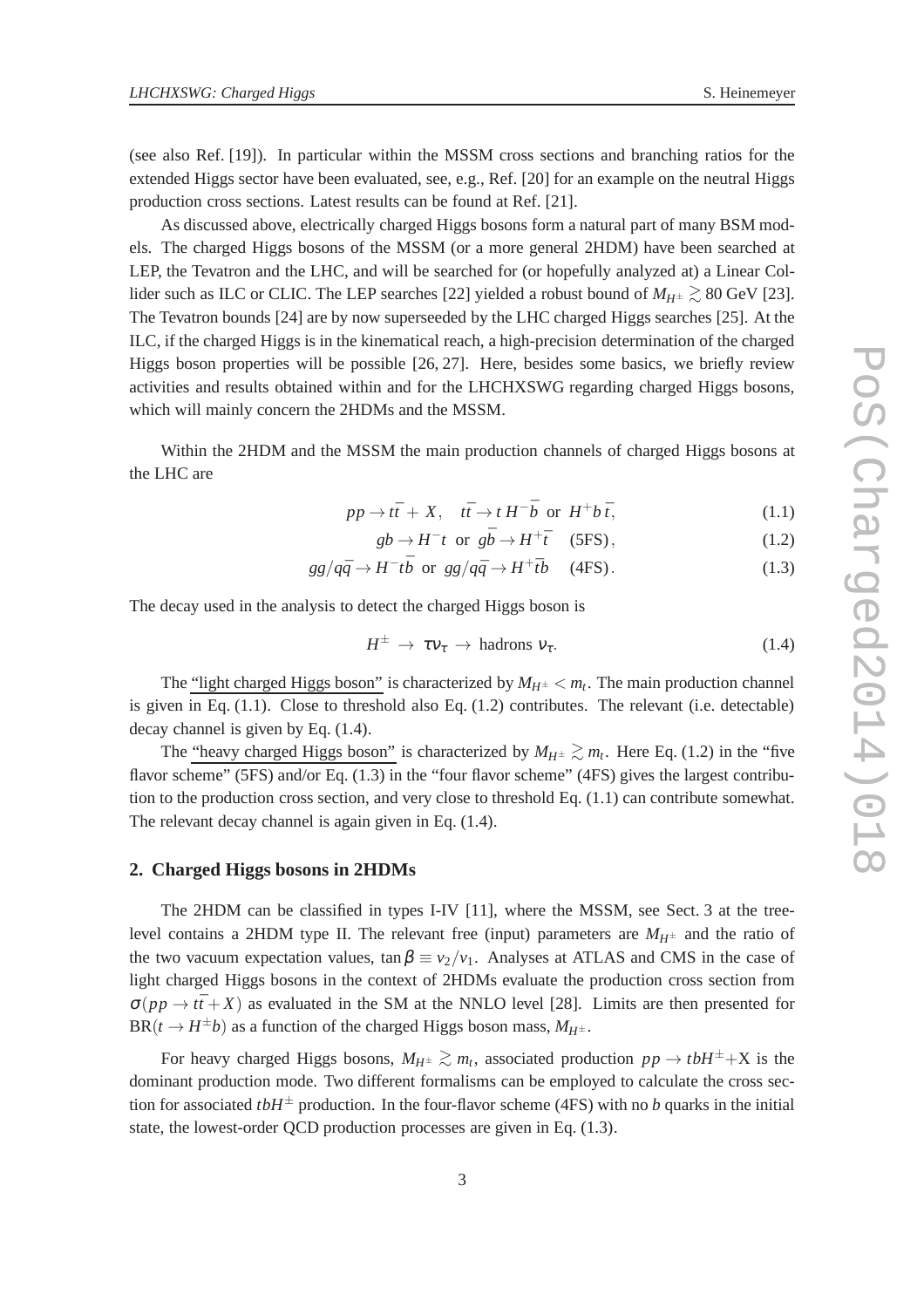(see also Ref. [19]). In particular within the MSSM cross sections and branching ratios for the extended Higgs sector have been evaluated, see, e.g., Ref. [20] for an example on the neutral Higgs production cross sections. Latest results can be found at Ref. [21].

As discussed above, electrically charged Higgs bosons form a natural part of many BSM models. The charged Higgs bosons of the MSSM (or a more general 2HDM) have been searched at LEP, the Tevatron and the LHC, and will be searched for (or hopefully analyzed at) a Linear Collider such as ILC or CLIC. The LEP searches [22] yielded a robust bound of $M_{H^\pm} \gtrsim 80$ GeV [23]. The Tevatron bounds [24] are by now superseeded by the LHC charged Higgs searches [25]. At the ILC, if the charged Higgs is in the kinematical reach, a high-precision determination of the charged Higgs boson properties will be possible [26, 27]. Here, besides some basics, we briefly review activities and results obtained within and for the LHCHXSWG regarding charged Higgs bosons, which will mainly concern the 2HDMs and the MSSM.

Within the 2HDM and the MSSM the main production channels of charged Higgs bosons at the LHC are

$$pp \to t\bar{t} + X, \quad t\bar{t} \to t\, H^-\bar{b} \text{ or } H^+ b\,\bar{t}, \tag{1.1}$$

$$gb \to H^- t \text{ or } g\bar{b} \to H^+\bar{t} \quad (\text{5FS}), \tag{1.2}$$

$$gg/q\bar{q} \to H^- t\bar{b} \text{ or } gg/q\bar{q} \to H^+\bar{t}b \quad (\text{4FS}). \tag{1.3}$$

The decay used in the analysis to detect the charged Higgs boson is

$$H^\pm \;\to\; \tau\nu_\tau \;\to\; \text{hadrons } \nu_\tau. \tag{1.4}$$

The "light charged Higgs boson" is characterized by $M_{H^\pm} < m_t$. The main production channel is given in Eq. (1.1). Close to threshold also Eq. (1.2) contributes. The relevant (i.e. detectable) decay channel is given by Eq. (1.4).

The "heavy charged Higgs boson" is characterized by $M_{H^\pm} \gtrsim m_t$. Here Eq. (1.2) in the "five flavor scheme" (5FS) and/or Eq. (1.3) in the "four flavor scheme" (4FS) gives the largest contribution to the production cross section, and very close to threshold Eq. (1.1) can contribute somewhat. The relevant decay channel is again given in Eq. (1.4).

## 2. Charged Higgs bosons in 2HDMs

The 2HDM can be classified in types I-IV [11], where the MSSM, see Sect. 3 at the tree-level contains a 2HDM type II. The relevant free (input) parameters are $M_{H^\pm}$ and the ratio of the two vacuum expectation values, $\tan\beta \equiv v_2/v_1$. Analyses at ATLAS and CMS in the case of light charged Higgs bosons in the context of 2HDMs evaluate the production cross section from $\sigma(pp \to t\bar{t} + X)$ as evaluated in the SM at the NNLO level [28]. Limits are then presented for $\text{BR}(t \to H^\pm b)$ as a function of the charged Higgs boson mass, $M_{H^\pm}$.

For heavy charged Higgs bosons, $M_{H^\pm} \gtrsim m_t$, associated production $pp \to tbH^\pm$+X is the dominant production mode. Two different formalisms can be employed to calculate the cross section for associated $tbH^\pm$ production. In the four-flavor scheme (4FS) with no $b$ quarks in the initial state, the lowest-order QCD production processes are given in Eq. (1.3).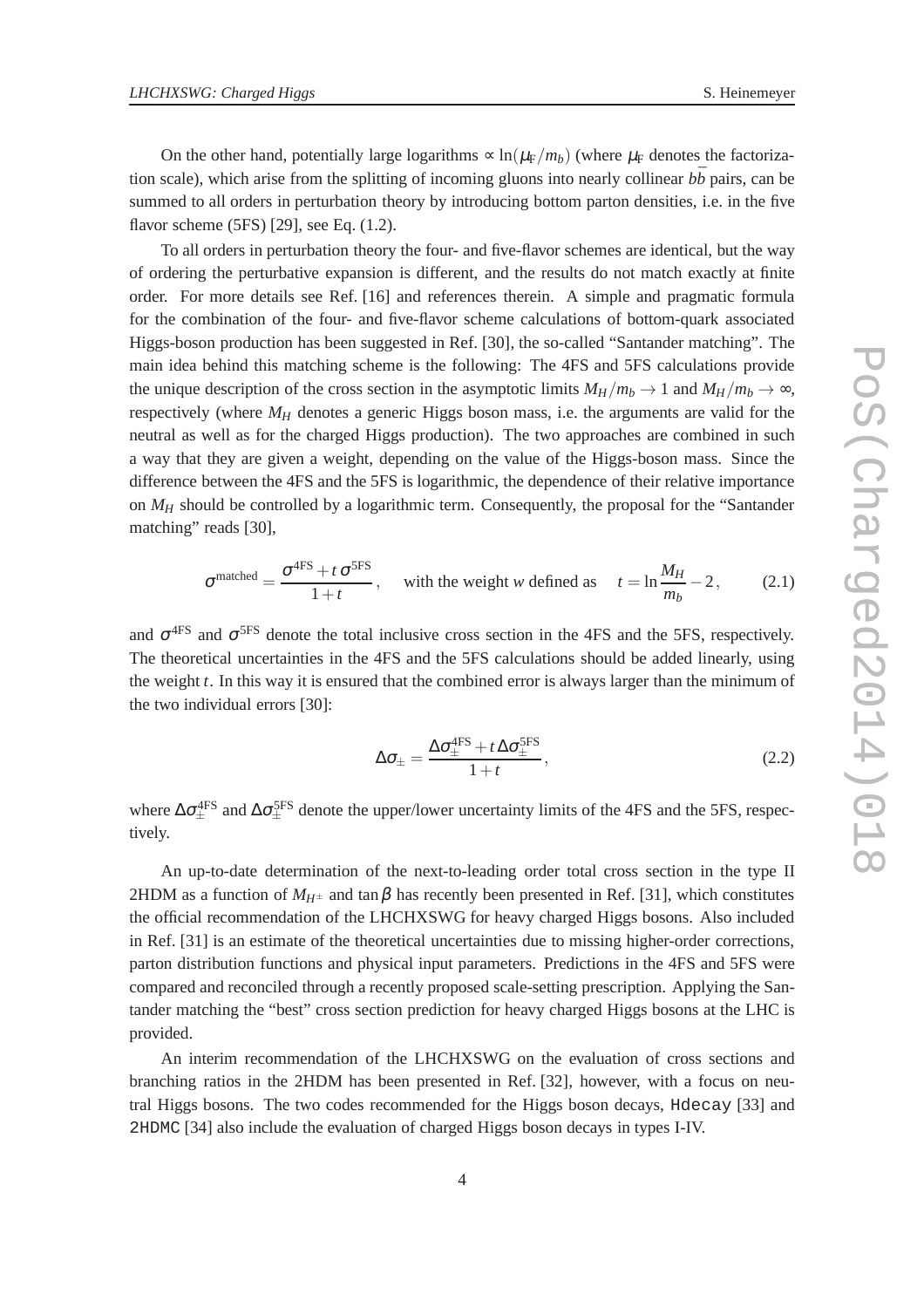On the other hand, potentially large logarithms $\propto \ln(\mu_F/m_b)$ (where $\mu_F$ denotes the factorization scale), which arise from the splitting of incoming gluons into nearly collinear $b\bar{b}$ pairs, can be summed to all orders in perturbation theory by introducing bottom parton densities, i.e. in the five flavor scheme (5FS) [29], see Eq. (1.2).

To all orders in perturbation theory the four- and five-flavor schemes are identical, but the way of ordering the perturbative expansion is different, and the results do not match exactly at finite order. For more details see Ref. [16] and references therein. A simple and pragmatic formula for the combination of the four- and five-flavor scheme calculations of bottom-quark associated Higgs-boson production has been suggested in Ref. [30], the so-called "Santander matching". The main idea behind this matching scheme is the following: The 4FS and 5FS calculations provide the unique description of the cross section in the asymptotic limits $M_H/m_b \to 1$ and $M_H/m_b \to \infty$, respectively (where $M_H$ denotes a generic Higgs boson mass, i.e. the arguments are valid for the neutral as well as for the charged Higgs production). The two approaches are combined in such a way that they are given a weight, depending on the value of the Higgs-boson mass. Since the difference between the 4FS and the 5FS is logarithmic, the dependence of their relative importance on $M_H$ should be controlled by a logarithmic term. Consequently, the proposal for the "Santander matching" reads [30],

$$\sigma^{\text{matched}} = \frac{\sigma^{\text{4FS}} + t\,\sigma^{\text{5FS}}}{1+t}, \quad \text{with the weight } w \text{ defined as} \quad t = \ln\frac{M_H}{m_b} - 2, \tag{2.1}$$

and $\sigma^{\text{4FS}}$ and $\sigma^{\text{5FS}}$ denote the total inclusive cross section in the 4FS and the 5FS, respectively. The theoretical uncertainties in the 4FS and the 5FS calculations should be added linearly, using the weight $t$. In this way it is ensured that the combined error is always larger than the minimum of the two individual errors [30]:

$$\Delta\sigma_{\pm} = \frac{\Delta\sigma_{\pm}^{\text{4FS}} + t\,\Delta\sigma_{\pm}^{\text{5FS}}}{1+t}, \tag{2.2}$$

where $\Delta\sigma_{\pm}^{\text{4FS}}$ and $\Delta\sigma_{\pm}^{\text{5FS}}$ denote the upper/lower uncertainty limits of the 4FS and the 5FS, respectively.

An up-to-date determination of the next-to-leading order total cross section in the type II 2HDM as a function of $M_{H^\pm}$ and $\tan\beta$ has recently been presented in Ref. [31], which constitutes the official recommendation of the LHCHXSWG for heavy charged Higgs bosons. Also included in Ref. [31] is an estimate of the theoretical uncertainties due to missing higher-order corrections, parton distribution functions and physical input parameters. Predictions in the 4FS and 5FS were compared and reconciled through a recently proposed scale-setting prescription. Applying the Santander matching the "best" cross section prediction for heavy charged Higgs bosons at the LHC is provided.

An interim recommendation of the LHCHXSWG on the evaluation of cross sections and branching ratios in the 2HDM has been presented in Ref. [32], however, with a focus on neutral Higgs bosons. The two codes recommended for the Higgs boson decays, `Hdecay` [33] and `2HDMC` [34] also include the evaluation of charged Higgs boson decays in types I-IV.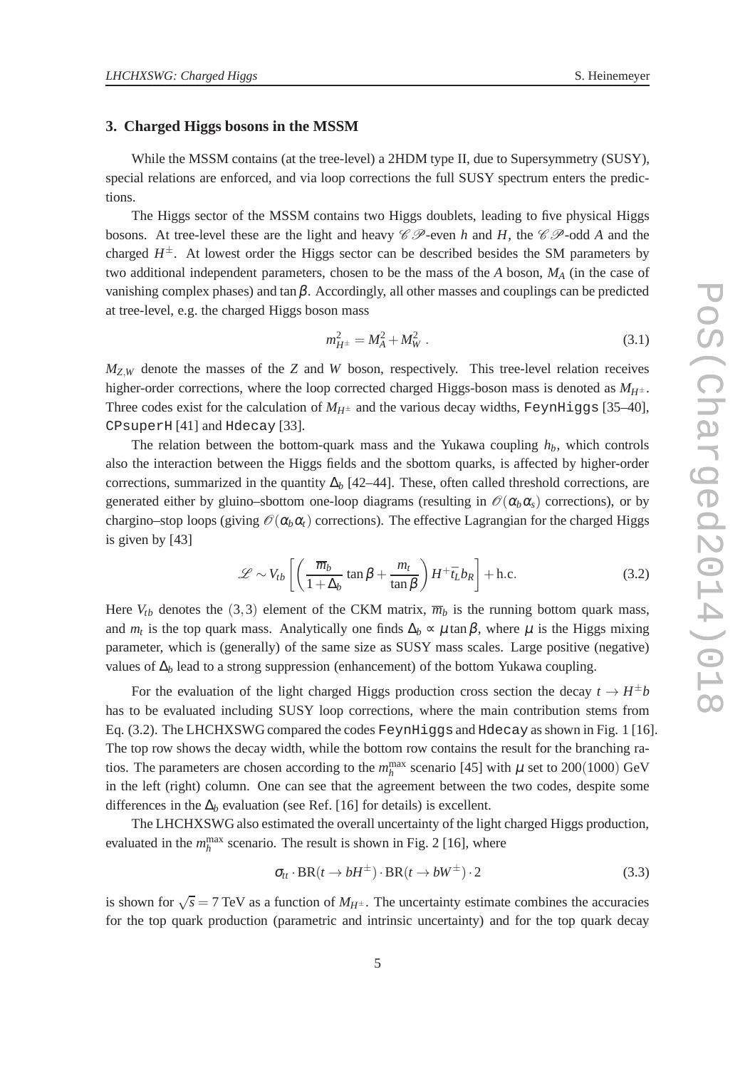## 3. Charged Higgs bosons in the MSSM

While the MSSM contains (at the tree-level) a 2HDM type II, due to Supersymmetry (SUSY), special relations are enforced, and via loop corrections the full SUSY spectrum enters the predictions.

The Higgs sector of the MSSM contains two Higgs doublets, leading to five physical Higgs bosons. At tree-level these are the light and heavy $\mathcal{CP}$-even $h$ and $H$, the $\mathcal{CP}$-odd $A$ and the charged $H^{\pm}$. At lowest order the Higgs sector can be described besides the SM parameters by two additional independent parameters, chosen to be the mass of the $A$ boson, $M_A$ (in the case of vanishing complex phases) and $\tan\beta$. Accordingly, all other masses and couplings can be predicted at tree-level, e.g. the charged Higgs boson mass

$$m_{H^{\pm}}^2 = M_A^2 + M_W^2 \; . \tag{3.1}$$

$M_{Z,W}$ denote the masses of the $Z$ and $W$ boson, respectively. This tree-level relation receives higher-order corrections, where the loop corrected charged Higgs-boson mass is denoted as $M_{H^{\pm}}$. Three codes exist for the calculation of $M_{H^{\pm}}$ and the various decay widths, `FeynHiggs` [35–40], `CPsuperH` [41] and `Hdecay` [33].

The relation between the bottom-quark mass and the Yukawa coupling $h_b$, which controls also the interaction between the Higgs fields and the sbottom quarks, is affected by higher-order corrections, summarized in the quantity $\Delta_b$ [42–44]. These, often called threshold corrections, are generated either by gluino–sbottom one-loop diagrams (resulting in $\mathcal{O}(\alpha_b\alpha_s)$ corrections), or by chargino–stop loops (giving $\mathcal{O}(\alpha_b\alpha_t)$ corrections). The effective Lagrangian for the charged Higgs is given by [43]

$$\mathcal{L} \sim V_{tb}\left[\left(\frac{\overline{m}_b}{1+\Delta_b}\tan\beta + \frac{m_t}{\tan\beta}\right) H^+ \bar{t}_L b_R\right] + \text{h.c.} \tag{3.2}$$

Here $V_{tb}$ denotes the $(3,3)$ element of the CKM matrix, $\overline{m}_b$ is the running bottom quark mass, and $m_t$ is the top quark mass. Analytically one finds $\Delta_b \propto \mu\tan\beta$, where $\mu$ is the Higgs mixing parameter, which is (generally) of the same size as SUSY mass scales. Large positive (negative) values of $\Delta_b$ lead to a strong suppression (enhancement) of the bottom Yukawa coupling.

For the evaluation of the light charged Higgs production cross section the decay $t \to H^{\pm}b$ has to be evaluated including SUSY loop corrections, where the main contribution stems from Eq. (3.2). The LHCHXSWG compared the codes `FeynHiggs` and `Hdecay` as shown in Fig. 1 [16]. The top row shows the decay width, while the bottom row contains the result for the branching ratios. The parameters are chosen according to the $m_h^{\max}$ scenario [45] with $\mu$ set to $200(1000)$ GeV in the left (right) column. One can see that the agreement between the two codes, despite some differences in the $\Delta_b$ evaluation (see Ref. [16] for details) is excellent.

The LHCHXSWG also estimated the overall uncertainty of the light charged Higgs production, evaluated in the $m_h^{\max}$ scenario. The result is shown in Fig. 2 [16], where

$$\sigma_{tt} \cdot \mathrm{BR}(t \to bH^{\pm}) \cdot \mathrm{BR}(t \to bW^{\pm}) \cdot 2 \tag{3.3}$$

is shown for $\sqrt{s} = 7$ TeV as a function of $M_{H^{\pm}}$. The uncertainty estimate combines the accuracies for the top quark production (parametric and intrinsic uncertainty) and for the top quark decay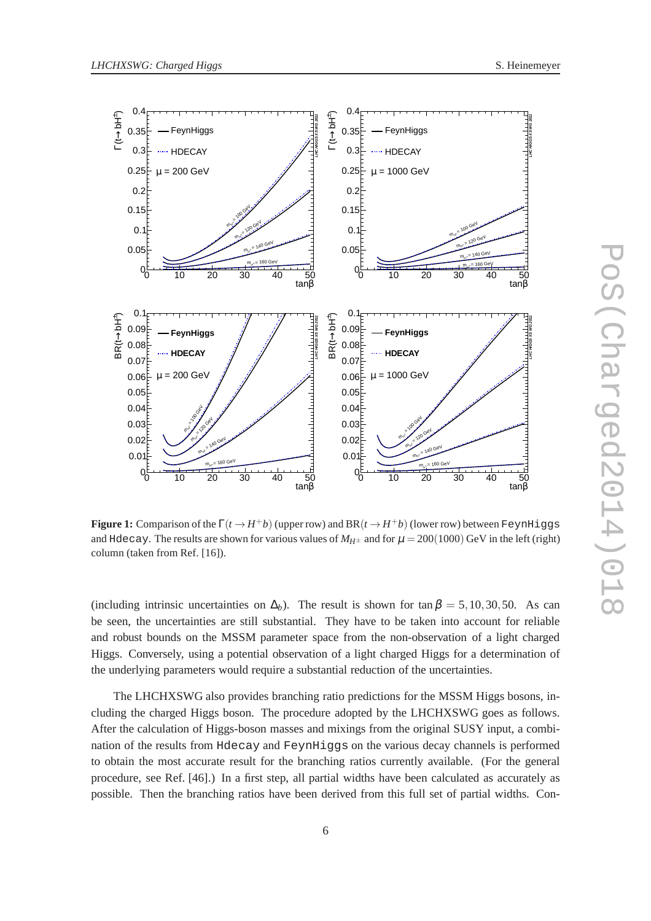0.4

0.35

0.3

0.25

0.2

0.15

0.1

0.05

0

$\Gamma(t\to bH^{\pm})$

FeynHiggs

HDECAY

μ = 200 GeV

$m_{H^\pm}$ = 100 GeV

$m_{H^\pm}$ = 120 GeV

$m_{H^\pm}$ = 140 GeV

$m_{H^\pm}$ = 160 GeV

0 10 20 30 40 50

tanβ

LHC HIGGS XS WG 2011

$\Gamma(t\to bH^{\pm})$

FeynHiggs

HDECAY

μ = 1000 GeV

$m_{H^\pm}$ = 100 GeV

$m_{H^\pm}$ = 120 GeV

$m_{H^\pm}$ = 140 GeV

$m_{H^\pm}$ = 160 GeV

0 10 20 30 40 50

tanβ

LHC HIGGS XS WG 2011

0.1

0.09

0.08

0.07

0.06

0.05

0.04

0.03

0.02

0.01

0

$BR(t\to bH^{\pm})$

**FeynHiggs**

**HDECAY**

μ = 200 GeV

$m_{H^\pm}$ = 100 GeV

$m_{H^\pm}$ = 120 GeV

$m_{H^\pm}$ = 140 GeV

$m_{H^\pm}$ = 160 GeV

0 10 20 30 40 50

tanβ

LHC HIGGS XS WG 2011

$BR(t\to bH^{\pm})$

**FeynHiggs**

**HDECAY**

μ = 1000 GeV

$m_{H^\pm}$ = 100 GeV

$m_{H^\pm}$ = 120 GeV

$m_{H^\pm}$ = 140 GeV

$m_{H^\pm}$ = 160 GeV

0 10 20 30 40 50

tanβ

LHC HIGGS XS WG 2011

**Figure 1:** Comparison of the $\Gamma(t \to H^+ b)$ (upper row) and $\mathrm{BR}(t \to H^+ b)$ (lower row) between `FeynHiggs` and `Hdecay`. The results are shown for various values of $M_{H^\pm}$ and for $\mu = 200(1000)$ GeV in the left (right) column (taken from Ref. [16]).

(including intrinsic uncertainties on $\Delta_b$). The result is shown for $\tan\beta = 5, 10, 30, 50$. As can be seen, the uncertainties are still substantial. They have to be taken into account for reliable and robust bounds on the MSSM parameter space from the non-observation of a light charged Higgs. Conversely, using a potential observation of a light charged Higgs for a determination of the underlying parameters would require a substantial reduction of the uncertainties.

The LHCHXSWG also provides branching ratio predictions for the MSSM Higgs bosons, including the charged Higgs boson. The procedure adopted by the LHCHXSWG goes as follows. After the calculation of Higgs-boson masses and mixings from the original SUSY input, a combination of the results from `Hdecay` and `FeynHiggs` on the various decay channels is performed to obtain the most accurate result for the branching ratios currently available. (For the general procedure, see Ref. [46].) In a first step, all partial widths have been calculated as accurately as possible. Then the branching ratios have been derived from this full set of partial widths. Con-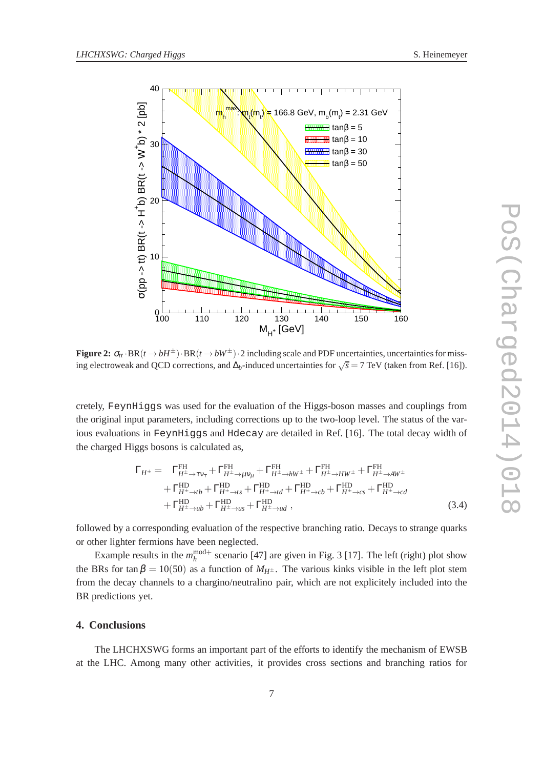σ(pp -> tt) BR(t -> H+b) BR(t -> W+b) * 2 [pb]

$m_h^{max}$: $m_t(m_t)$ = 166.8 GeV, $m_b(m_t)$ = 2.31 GeV

tanβ = 5

tanβ = 10

tanβ = 30

tanβ = 50

0
10
20
30
40

100
110
120
130
140
150
160

$M_{H^\pm}$ [GeV]

**Figure 2:** $\sigma_{t\bar{t}} \cdot \mathrm{BR}(t \to bH^\pm) \cdot \mathrm{BR}(t \to bW^\pm) \cdot 2$ including scale and PDF uncertainties, uncertainties for missing electroweak and QCD corrections, and $\Delta_b$-induced uncertainties for $\sqrt{s} = 7$ TeV (taken from Ref. [16]).

cretely, `FeynHiggs` was used for the evaluation of the Higgs-boson masses and couplings from the original input parameters, including corrections up to the two-loop level. The status of the various evaluations in `FeynHiggs` and `Hdecay` are detailed in Ref. [16]. The total decay width of the charged Higgs bosons is calculated as,

$$
\begin{aligned}
\Gamma_{H^\pm} = \; & \Gamma^{\mathrm{FH}}_{H^\pm \to \tau\nu_\tau} + \Gamma^{\mathrm{FH}}_{H^\pm \to \mu\nu_\mu} + \Gamma^{\mathrm{FH}}_{H^\pm \to hW^\pm} + \Gamma^{\mathrm{FH}}_{H^\pm \to HW^\pm} + \Gamma^{\mathrm{FH}}_{H^\pm \to AW^\pm} \\
& + \Gamma^{\mathrm{HD}}_{H^\pm \to tb} + \Gamma^{\mathrm{HD}}_{H^\pm \to ts} + \Gamma^{\mathrm{HD}}_{H^\pm \to td} + \Gamma^{\mathrm{HD}}_{H^\pm \to cb} + \Gamma^{\mathrm{HD}}_{H^\pm \to cs} + \Gamma^{\mathrm{HD}}_{H^\pm \to cd} \\
& + \Gamma^{\mathrm{HD}}_{H^\pm \to ub} + \Gamma^{\mathrm{HD}}_{H^\pm \to us} + \Gamma^{\mathrm{HD}}_{H^\pm \to ud} \,,
\end{aligned}
\tag{3.4}
$$

followed by a corresponding evaluation of the respective branching ratio. Decays to strange quarks or other lighter fermions have been neglected.

Example results in the $m_h^{\mathrm{mod}+}$ scenario [47] are given in Fig. 3 [17]. The left (right) plot show the BRs for $\tan\beta = 10(50)$ as a function of $M_{H^\pm}$. The various kinks visible in the left plot stem from the decay channels to a chargino/neutralino pair, which are not explicitely included into the BR predictions yet.

## 4. Conclusions

The LHCHXSWG forms an important part of the efforts to identify the mechanism of EWSB at the LHC. Among many other activities, it provides cross sections and branching ratios for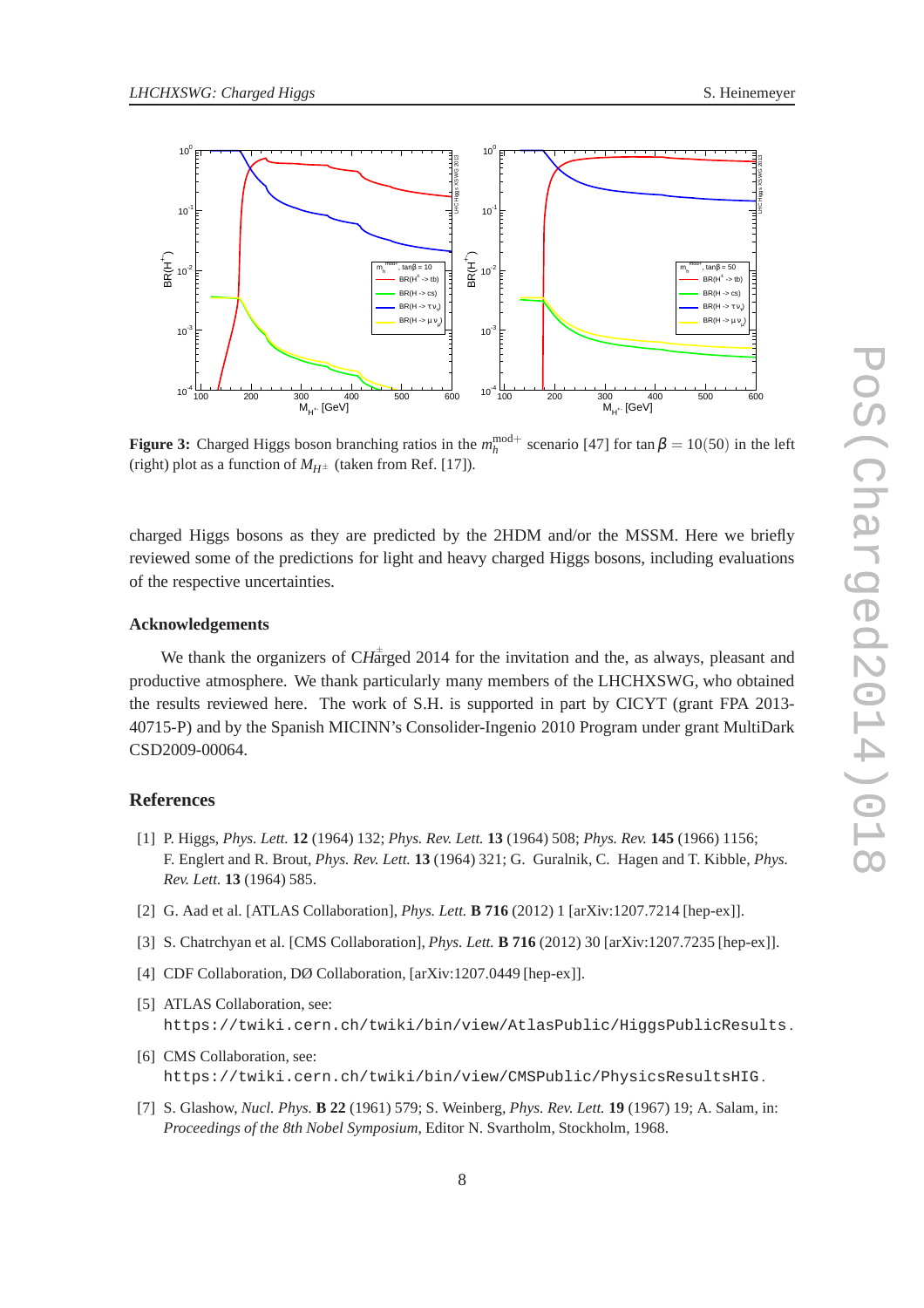$10^0$
$10^{-1}$
$10^{-2}$
$10^{-3}$
$10^{-4}$
BR($H^+$)
100 200 300 400 500 600
$M_{H^+}$ [GeV]
$m_h^{mod+}$, tanβ = 10
BR($H^\pm$ -> tb)
BR(H -> cs)
BR(H -> τ$\nu_\tau$)
BR(H -> μ$\nu_\mu$)
LHC Higgs XSWG 2013

$10^0$
$10^{-1}$
$10^{-2}$
$10^{-3}$
$10^{-4}$
BR($H^+$)
100 200 300 400 500 600
$M_{H^+}$ [GeV]
$m_h^{mod+}$, tanβ = 50
BR($H^\pm$ -> tb)
BR(H -> cs)
BR(H -> τ$\nu_\tau$)
BR(H -> μ$\nu_\mu$)
LHC Higgs XSWG 2013

**Figure 3:** Charged Higgs boson branching ratios in the $m_h^{\rm mod+}$ scenario [47] for $\tan\beta = 10(50)$ in the left (right) plot as a function of $M_{H^\pm}$ (taken from Ref. [17]).

charged Higgs bosons as they are predicted by the 2HDM and/or the MSSM. Here we briefly reviewed some of the predictions for light and heavy charged Higgs bosons, including evaluations of the respective uncertainties.

### Acknowledgements

We thank the organizers of $\rm C\overset{\pm}{H}$arged 2014 for the invitation and the, as always, pleasant and productive atmosphere. We thank particularly many members of the LHCHXSWG, who obtained the results reviewed here. The work of S.H. is supported in part by CICYT (grant FPA 2013-40715-P) and by the Spanish MICINN's Consolider-Ingenio 2010 Program under grant MultiDark CSD2009-00064.

## References

[1] P. Higgs, *Phys. Lett.* **12** (1964) 132; *Phys. Rev. Lett.* **13** (1964) 508; *Phys. Rev.* **145** (1966) 1156; F. Englert and R. Brout, *Phys. Rev. Lett.* **13** (1964) 321; G. Guralnik, C. Hagen and T. Kibble, *Phys. Rev. Lett.* **13** (1964) 585.

[2] G. Aad et al. [ATLAS Collaboration], *Phys. Lett.* **B 716** (2012) 1 [arXiv:1207.7214 [hep-ex]].

[3] S. Chatrchyan et al. [CMS Collaboration], *Phys. Lett.* **B 716** (2012) 30 [arXiv:1207.7235 [hep-ex]].

[4] CDF Collaboration, DØ Collaboration, [arXiv:1207.0449 [hep-ex]].

[5] ATLAS Collaboration, see:
`https://twiki.cern.ch/twiki/bin/view/AtlasPublic/HiggsPublicResults`.

[6] CMS Collaboration, see:
`https://twiki.cern.ch/twiki/bin/view/CMSPublic/PhysicsResultsHIG`.

[7] S. Glashow, *Nucl. Phys.* **B 22** (1961) 579; S. Weinberg, *Phys. Rev. Lett.* **19** (1967) 19; A. Salam, in: *Proceedings of the 8th Nobel Symposium*, Editor N. Svartholm, Stockholm, 1968.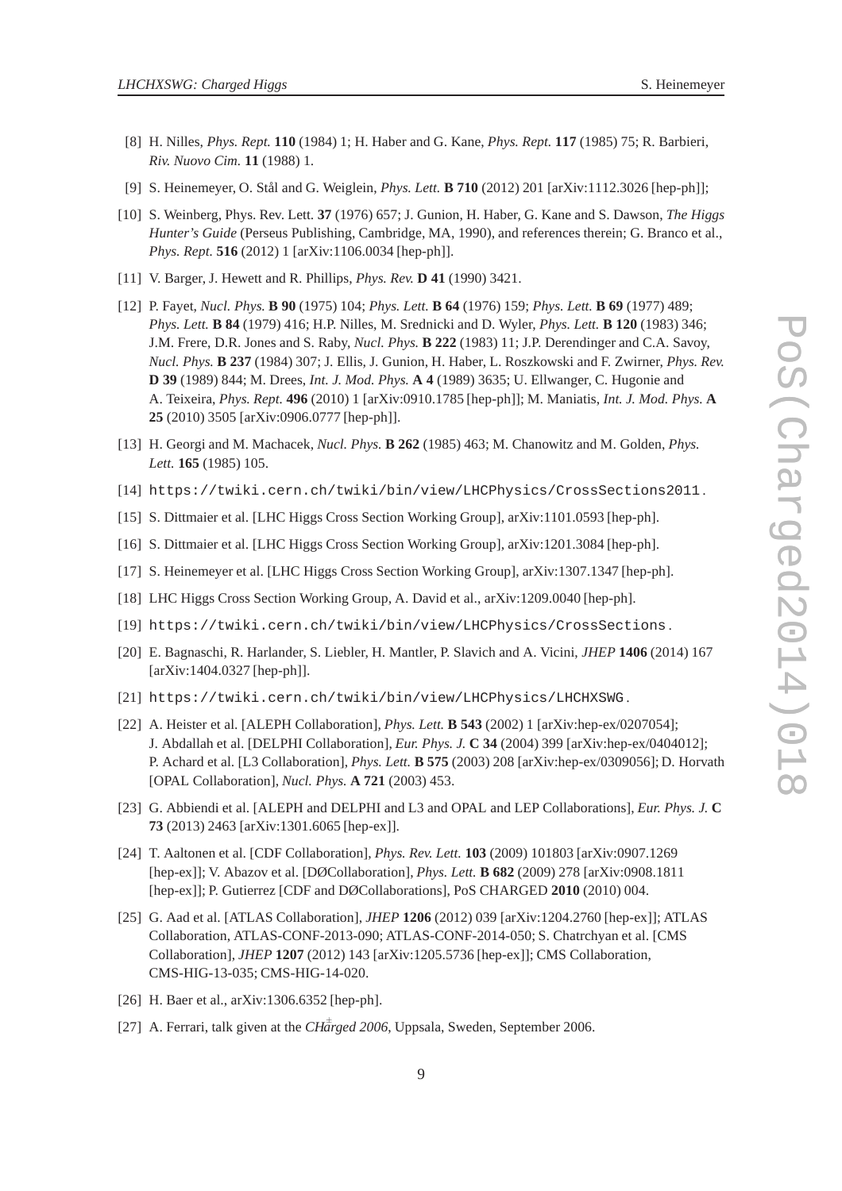[8] H. Nilles, *Phys. Rept.* **110** (1984) 1; H. Haber and G. Kane, *Phys. Rept.* **117** (1985) 75; R. Barbieri, *Riv. Nuovo Cim.* **11** (1988) 1.

[9] S. Heinemeyer, O. Stål and G. Weiglein, *Phys. Lett.* **B 710** (2012) 201 [arXiv:1112.3026 [hep-ph]];

[10] S. Weinberg, Phys. Rev. Lett. **37** (1976) 657; J. Gunion, H. Haber, G. Kane and S. Dawson, *The Higgs Hunter's Guide* (Perseus Publishing, Cambridge, MA, 1990), and references therein; G. Branco et al., *Phys. Rept.* **516** (2012) 1 [arXiv:1106.0034 [hep-ph]].

[11] V. Barger, J. Hewett and R. Phillips, *Phys. Rev.* **D 41** (1990) 3421.

[12] P. Fayet, *Nucl. Phys.* **B 90** (1975) 104; *Phys. Lett.* **B 64** (1976) 159; *Phys. Lett.* **B 69** (1977) 489; *Phys. Lett.* **B 84** (1979) 416; H.P. Nilles, M. Srednicki and D. Wyler, *Phys. Lett.* **B 120** (1983) 346; J.M. Frere, D.R. Jones and S. Raby, *Nucl. Phys.* **B 222** (1983) 11; J.P. Derendinger and C.A. Savoy, *Nucl. Phys.* **B 237** (1984) 307; J. Ellis, J. Gunion, H. Haber, L. Roszkowski and F. Zwirner, *Phys. Rev.* **D 39** (1989) 844; M. Drees, *Int. J. Mod. Phys.* **A 4** (1989) 3635; U. Ellwanger, C. Hugonie and A. Teixeira, *Phys. Rept.* **496** (2010) 1 [arXiv:0910.1785 [hep-ph]]; M. Maniatis, *Int. J. Mod. Phys.* **A 25** (2010) 3505 [arXiv:0906.0777 [hep-ph]].

[13] H. Georgi and M. Machacek, *Nucl. Phys.* **B 262** (1985) 463; M. Chanowitz and M. Golden, *Phys. Lett.* **165** (1985) 105.

[14] `https://twiki.cern.ch/twiki/bin/view/LHCPhysics/CrossSections2011`.

[15] S. Dittmaier et al. [LHC Higgs Cross Section Working Group], arXiv:1101.0593 [hep-ph].

[16] S. Dittmaier et al. [LHC Higgs Cross Section Working Group], arXiv:1201.3084 [hep-ph].

[17] S. Heinemeyer et al. [LHC Higgs Cross Section Working Group], arXiv:1307.1347 [hep-ph].

[18] LHC Higgs Cross Section Working Group, A. David et al., arXiv:1209.0040 [hep-ph].

[19] `https://twiki.cern.ch/twiki/bin/view/LHCPhysics/CrossSections`.

[20] E. Bagnaschi, R. Harlander, S. Liebler, H. Mantler, P. Slavich and A. Vicini, *JHEP* **1406** (2014) 167 [arXiv:1404.0327 [hep-ph]].

[21] `https://twiki.cern.ch/twiki/bin/view/LHCPhysics/LHCHXSWG`.

[22] A. Heister et al. [ALEPH Collaboration], *Phys. Lett.* **B 543** (2002) 1 [arXiv:hep-ex/0207054]; J. Abdallah et al. [DELPHI Collaboration], *Eur. Phys. J.* **C 34** (2004) 399 [arXiv:hep-ex/0404012]; P. Achard et al. [L3 Collaboration], *Phys. Lett.* **B 575** (2003) 208 [arXiv:hep-ex/0309056]; D. Horvath [OPAL Collaboration], *Nucl. Phys.* **A 721** (2003) 453.

[23] G. Abbiendi et al. [ALEPH and DELPHI and L3 and OPAL and LEP Collaborations], *Eur. Phys. J.* **C 73** (2013) 2463 [arXiv:1301.6065 [hep-ex]].

[24] T. Aaltonen et al. [CDF Collaboration], *Phys. Rev. Lett.* **103** (2009) 101803 [arXiv:0907.1269 [hep-ex]]; V. Abazov et al. [DØCollaboration], *Phys. Lett.* **B 682** (2009) 278 [arXiv:0908.1811 [hep-ex]]; P. Gutierrez [CDF and DØCollaborations], PoS CHARGED **2010** (2010) 004.

[25] G. Aad et al. [ATLAS Collaboration], *JHEP* **1206** (2012) 039 [arXiv:1204.2760 [hep-ex]]; ATLAS Collaboration, ATLAS-CONF-2013-090; ATLAS-CONF-2014-050; S. Chatrchyan et al. [CMS Collaboration], *JHEP* **1207** (2012) 143 [arXiv:1205.5736 [hep-ex]]; CMS Collaboration, CMS-HIG-13-035; CMS-HIG-14-020.

[26] H. Baer et al., arXiv:1306.6352 [hep-ph].

[27] A. Ferrari, talk given at the *$CH^{\pm}$arged 2006*, Uppsala, Sweden, September 2006.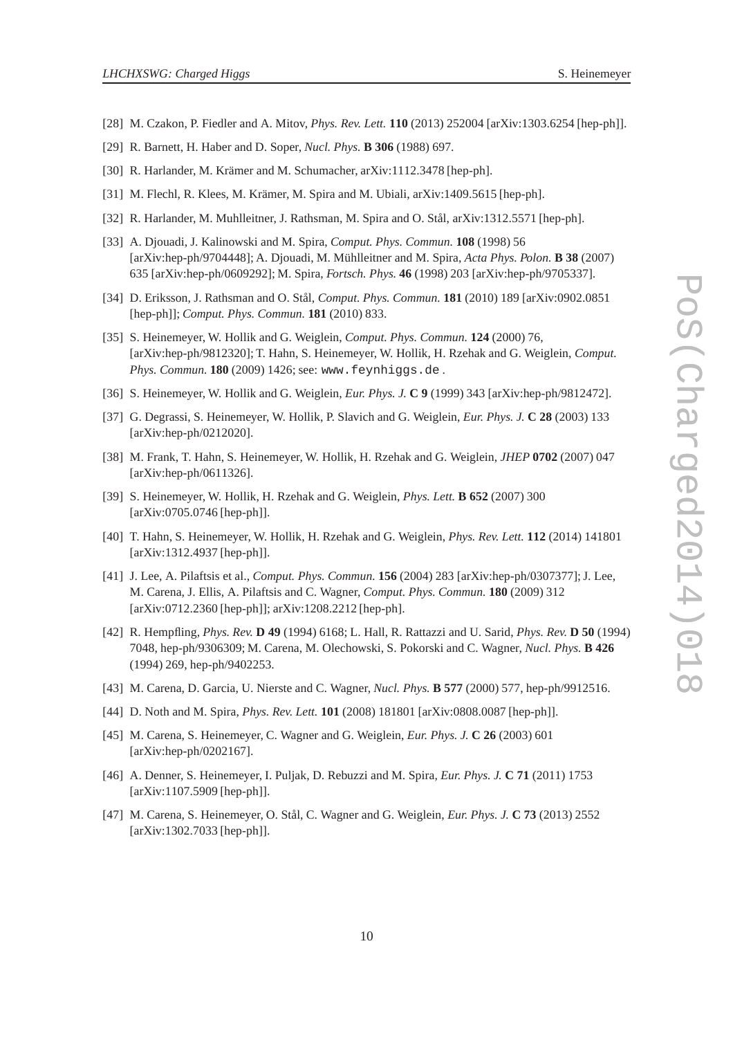[28] M. Czakon, P. Fiedler and A. Mitov, *Phys. Rev. Lett.* **110** (2013) 252004 [arXiv:1303.6254 [hep-ph]].

[29] R. Barnett, H. Haber and D. Soper, *Nucl. Phys.* **B 306** (1988) 697.

[30] R. Harlander, M. Krämer and M. Schumacher, arXiv:1112.3478 [hep-ph].

[31] M. Flechl, R. Klees, M. Krämer, M. Spira and M. Ubiali, arXiv:1409.5615 [hep-ph].

[32] R. Harlander, M. Muhlleitner, J. Rathsman, M. Spira and O. Stål, arXiv:1312.5571 [hep-ph].

[33] A. Djouadi, J. Kalinowski and M. Spira, *Comput. Phys. Commun.* **108** (1998) 56 [arXiv:hep-ph/9704448]; A. Djouadi, M. Mühlleitner and M. Spira, *Acta Phys. Polon.* **B 38** (2007) 635 [arXiv:hep-ph/0609292]; M. Spira, *Fortsch. Phys.* **46** (1998) 203 [arXiv:hep-ph/9705337].

[34] D. Eriksson, J. Rathsman and O. Stål, *Comput. Phys. Commun.* **181** (2010) 189 [arXiv:0902.0851 [hep-ph]]; *Comput. Phys. Commun.* **181** (2010) 833.

[35] S. Heinemeyer, W. Hollik and G. Weiglein, *Comput. Phys. Commun.* **124** (2000) 76, [arXiv:hep-ph/9812320]; T. Hahn, S. Heinemeyer, W. Hollik, H. Rzehak and G. Weiglein, *Comput. Phys. Commun.* **180** (2009) 1426; see: `www.feynhiggs.de` .

[36] S. Heinemeyer, W. Hollik and G. Weiglein, *Eur. Phys. J.* **C 9** (1999) 343 [arXiv:hep-ph/9812472].

[37] G. Degrassi, S. Heinemeyer, W. Hollik, P. Slavich and G. Weiglein, *Eur. Phys. J.* **C 28** (2003) 133 [arXiv:hep-ph/0212020].

[38] M. Frank, T. Hahn, S. Heinemeyer, W. Hollik, H. Rzehak and G. Weiglein, *JHEP* **0702** (2007) 047 [arXiv:hep-ph/0611326].

[39] S. Heinemeyer, W. Hollik, H. Rzehak and G. Weiglein, *Phys. Lett.* **B 652** (2007) 300 [arXiv:0705.0746 [hep-ph]].

[40] T. Hahn, S. Heinemeyer, W. Hollik, H. Rzehak and G. Weiglein, *Phys. Rev. Lett.* **112** (2014) 141801 [arXiv:1312.4937 [hep-ph]].

[41] J. Lee, A. Pilaftsis et al., *Comput. Phys. Commun.* **156** (2004) 283 [arXiv:hep-ph/0307377]; J. Lee, M. Carena, J. Ellis, A. Pilaftsis and C. Wagner, *Comput. Phys. Commun.* **180** (2009) 312 [arXiv:0712.2360 [hep-ph]]; arXiv:1208.2212 [hep-ph].

[42] R. Hempfling, *Phys. Rev.* **D 49** (1994) 6168; L. Hall, R. Rattazzi and U. Sarid, *Phys. Rev.* **D 50** (1994) 7048, hep-ph/9306309; M. Carena, M. Olechowski, S. Pokorski and C. Wagner, *Nucl. Phys.* **B 426** (1994) 269, hep-ph/9402253.

[43] M. Carena, D. Garcia, U. Nierste and C. Wagner, *Nucl. Phys.* **B 577** (2000) 577, hep-ph/9912516.

[44] D. Noth and M. Spira, *Phys. Rev. Lett.* **101** (2008) 181801 [arXiv:0808.0087 [hep-ph]].

[45] M. Carena, S. Heinemeyer, C. Wagner and G. Weiglein, *Eur. Phys. J.* **C 26** (2003) 601 [arXiv:hep-ph/0202167].

[46] A. Denner, S. Heinemeyer, I. Puljak, D. Rebuzzi and M. Spira, *Eur. Phys. J.* **C 71** (2011) 1753 [arXiv:1107.5909 [hep-ph]].

[47] M. Carena, S. Heinemeyer, O. Stål, C. Wagner and G. Weiglein, *Eur. Phys. J.* **C 73** (2013) 2552 [arXiv:1302.7033 [hep-ph]].